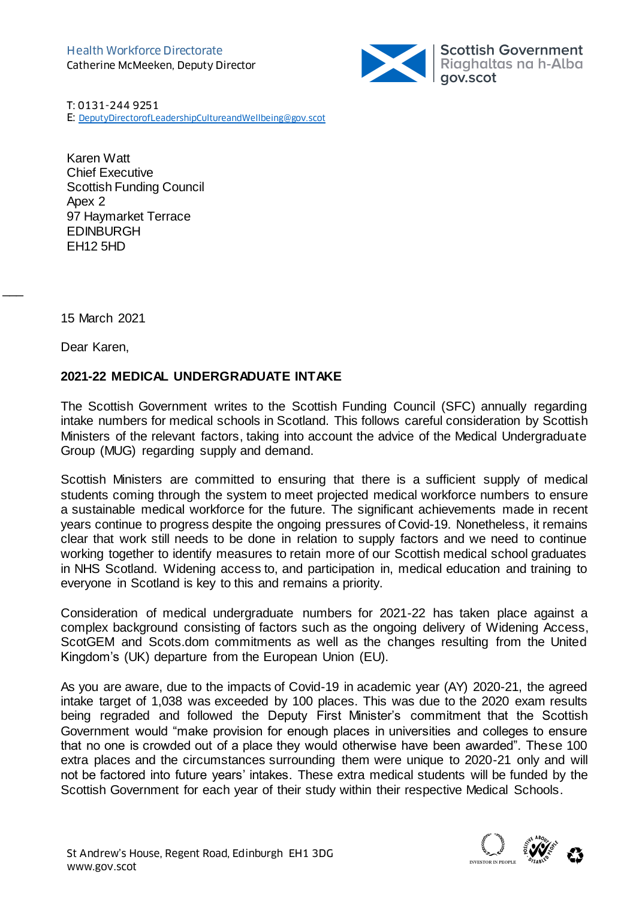Health Workforce Directorate
Catherine McMeeken, Deputy Director

Scottish Government
Riaghaltas na h-Alba
gov.scot

T: 0131-244 9251
E: DeputyDirectorofLeadershipCultureandWellbeing@gov.scot

Karen Watt
Chief Executive
Scottish Funding Council
Apex 2
97 Haymarket Terrace
EDINBURGH
EH12 5HD

15 March 2021

Dear Karen,

**2021-22 MEDICAL UNDERGRADUATE INTAKE**

The Scottish Government writes to the Scottish Funding Council (SFC) annually regarding intake numbers for medical schools in Scotland. This follows careful consideration by Scottish Ministers of the relevant factors, taking into account the advice of the Medical Undergraduate Group (MUG) regarding supply and demand.

Scottish Ministers are committed to ensuring that there is a sufficient supply of medical students coming through the system to meet projected medical workforce numbers to ensure a sustainable medical workforce for the future. The significant achievements made in recent years continue to progress despite the ongoing pressures of Covid-19. Nonetheless, it remains clear that work still needs to be done in relation to supply factors and we need to continue working together to identify measures to retain more of our Scottish medical school graduates in NHS Scotland. Widening access to, and participation in, medical education and training to everyone in Scotland is key to this and remains a priority.

Consideration of medical undergraduate numbers for 2021-22 has taken place against a complex background consisting of factors such as the ongoing delivery of Widening Access, ScotGEM and Scots.dom commitments as well as the changes resulting from the United Kingdom's (UK) departure from the European Union (EU).

As you are aware, due to the impacts of Covid-19 in academic year (AY) 2020-21, the agreed intake target of 1,038 was exceeded by 100 places. This was due to the 2020 exam results being regraded and followed the Deputy First Minister's commitment that the Scottish Government would "make provision for enough places in universities and colleges to ensure that no one is crowded out of a place they would otherwise have been awarded". These 100 extra places and the circumstances surrounding them were unique to 2020-21 only and will not be factored into future years' intakes. These extra medical students will be funded by the Scottish Government for each year of their study within their respective Medical Schools.

St Andrew's House, Regent Road, Edinburgh EH1 3DG
www.gov.scot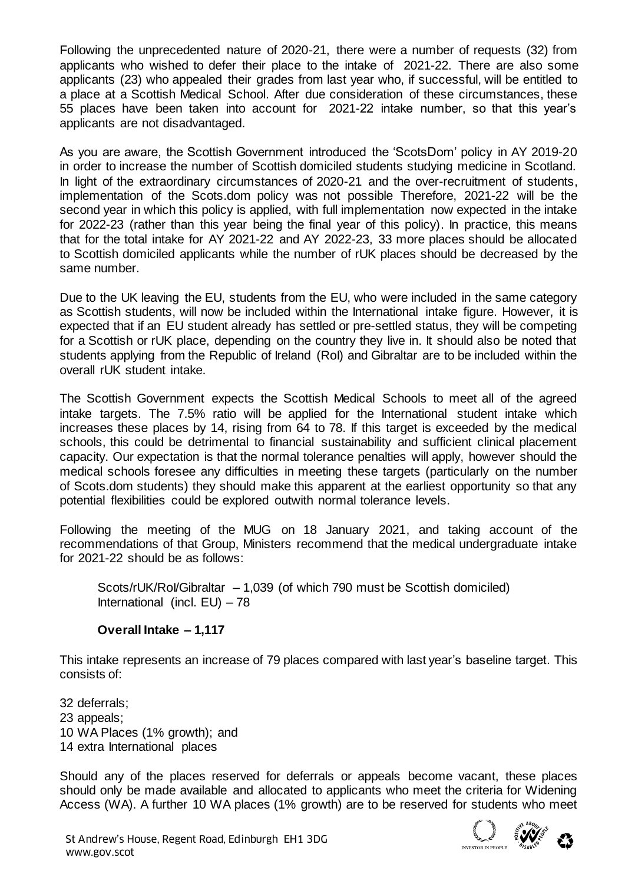Following the unprecedented nature of 2020-21, there were a number of requests (32) from applicants who wished to defer their place to the intake of 2021-22. There are also some applicants (23) who appealed their grades from last year who, if successful, will be entitled to a place at a Scottish Medical School. After due consideration of these circumstances, these 55 places have been taken into account for 2021-22 intake number, so that this year's applicants are not disadvantaged.

As you are aware, the Scottish Government introduced the 'ScotsDom' policy in AY 2019-20 in order to increase the number of Scottish domiciled students studying medicine in Scotland. In light of the extraordinary circumstances of 2020-21 and the over-recruitment of students, implementation of the Scots.dom policy was not possible Therefore, 2021-22 will be the second year in which this policy is applied, with full implementation now expected in the intake for 2022-23 (rather than this year being the final year of this policy). In practice, this means that for the total intake for AY 2021-22 and AY 2022-23, 33 more places should be allocated to Scottish domiciled applicants while the number of rUK places should be decreased by the same number.

Due to the UK leaving the EU, students from the EU, who were included in the same category as Scottish students, will now be included within the International intake figure. However, it is expected that if an EU student already has settled or pre-settled status, they will be competing for a Scottish or rUK place, depending on the country they live in. It should also be noted that students applying from the Republic of Ireland (RoI) and Gibraltar are to be included within the overall rUK student intake.

The Scottish Government expects the Scottish Medical Schools to meet all of the agreed intake targets. The 7.5% ratio will be applied for the International student intake which increases these places by 14, rising from 64 to 78. If this target is exceeded by the medical schools, this could be detrimental to financial sustainability and sufficient clinical placement capacity. Our expectation is that the normal tolerance penalties will apply, however should the medical schools foresee any difficulties in meeting these targets (particularly on the number of Scots.dom students) they should make this apparent at the earliest opportunity so that any potential flexibilities could be explored outwith normal tolerance levels.

Following the meeting of the MUG on 18 January 2021, and taking account of the recommendations of that Group, Ministers recommend that the medical undergraduate intake for 2021-22 should be as follows:

Scots/rUK/RoI/Gibraltar – 1,039 (of which 790 must be Scottish domiciled)
International (incl. EU) – 78

**Overall Intake – 1,117**

This intake represents an increase of 79 places compared with last year's baseline target. This consists of:

32 deferrals;
23 appeals;
10 WA Places (1% growth); and
14 extra International places

Should any of the places reserved for deferrals or appeals become vacant, these places should only be made available and allocated to applicants who meet the criteria for Widening Access (WA). A further 10 WA places (1% growth) are to be reserved for students who meet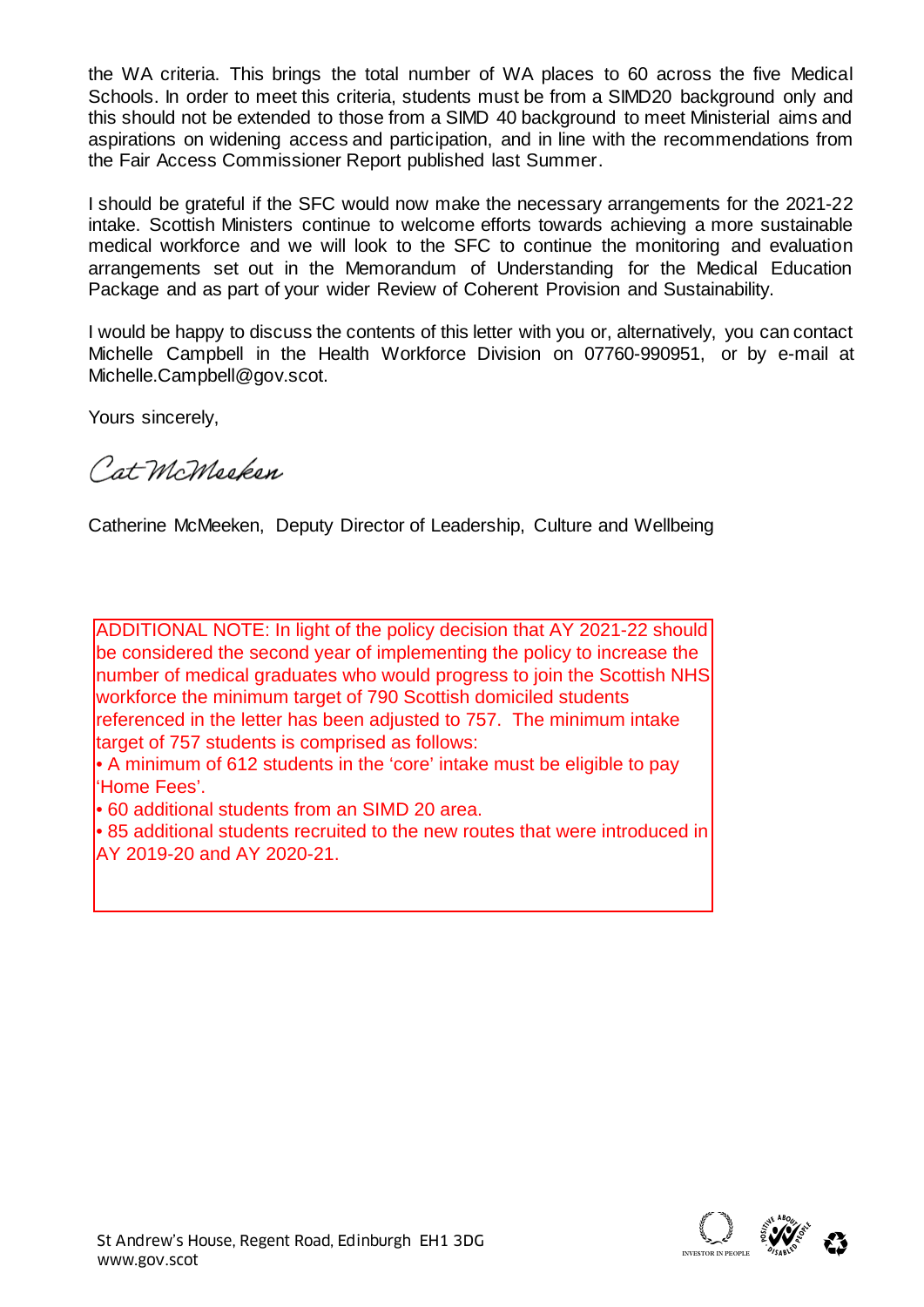the WA criteria. This brings the total number of WA places to 60 across the five Medical Schools. In order to meet this criteria, students must be from a SIMD20 background only and this should not be extended to those from a SIMD 40 background to meet Ministerial aims and aspirations on widening access and participation, and in line with the recommendations from the Fair Access Commissioner Report published last Summer.

I should be grateful if the SFC would now make the necessary arrangements for the 2021-22 intake. Scottish Ministers continue to welcome efforts towards achieving a more sustainable medical workforce and we will look to the SFC to continue the monitoring and evaluation arrangements set out in the Memorandum of Understanding for the Medical Education Package and as part of your wider Review of Coherent Provision and Sustainability.

I would be happy to discuss the contents of this letter with you or, alternatively, you can contact Michelle Campbell in the Health Workforce Division on 07760-990951, or by e-mail at Michelle.Campbell@gov.scot.

Yours sincerely,

Cat McMeeken

Catherine McMeeken, Deputy Director of Leadership, Culture and Wellbeing

ADDITIONAL NOTE: In light of the policy decision that AY 2021-22 should be considered the second year of implementing the policy to increase the number of medical graduates who would progress to join the Scottish NHS workforce the minimum target of 790 Scottish domiciled students referenced in the letter has been adjusted to 757. The minimum intake target of 757 students is comprised as follows:

- A minimum of 612 students in the 'core' intake must be eligible to pay 'Home Fees'.
- 60 additional students from an SIMD 20 area.
- 85 additional students recruited to the new routes that were introduced in AY 2019-20 and AY 2020-21.

St Andrew's House, Regent Road, Edinburgh EH1 3DG
www.gov.scot